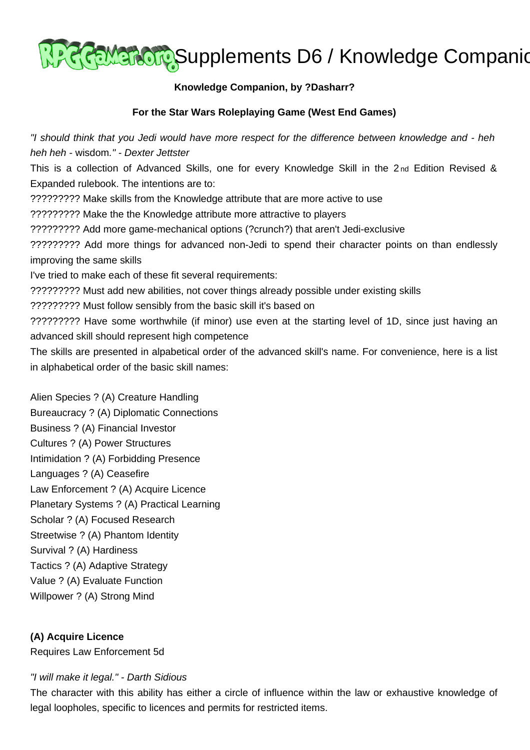# Supplements D6 / Knowledge Companion

**Knowledge Companion, by ?Dasharr?**

**For the Star Wars Roleplaying Game (West End Games)**

*"I should think that you Jedi would have more respect for the difference between knowledge and - heh heh heh - wisdom." - Dexter Jettster*

This is a collection of Advanced Skills, one for every Knowledge Skill in the 2nd Edition Revised & Expanded rulebook. The intentions are to:

????????? Make skills from the Knowledge attribute that are more active to use

????????? Make the the Knowledge attribute more attractive to players

????????? Add more game-mechanical options (?crunch?) that aren't Jedi-exclusive

????????? Add more things for advanced non-Jedi to spend their character points on than endlessly improving the same skills

I've tried to make each of these fit several requirements:

????????? Must add new abilities, not cover things already possible under existing skills

????????? Must follow sensibly from the basic skill it's based on

????????? Have some worthwhile (if minor) use even at the starting level of 1D, since just having an advanced skill should represent high competence

The skills are presented in alpabetical order of the advanced skill's name. For convenience, here is a list in alphabetical order of the basic skill names:

Alien Species ? (A) Creature Handling
Bureaucracy ? (A) Diplomatic Connections
Business ? (A) Financial Investor
Cultures ? (A) Power Structures
Intimidation ? (A) Forbidding Presence
Languages ? (A) Ceasefire
Law Enforcement ? (A) Acquire Licence
Planetary Systems ? (A) Practical Learning
Scholar ? (A) Focused Research
Streetwise ? (A) Phantom Identity
Survival ? (A) Hardiness
Tactics ? (A) Adaptive Strategy
Value ? (A) Evaluate Function
Willpower ? (A) Strong Mind

**(A) Acquire Licence**
Requires Law Enforcement 5d

*"I will make it legal." - Darth Sidious*

The character with this ability has either a circle of influence within the law or exhaustive knowledge of legal loopholes, specific to licences and permits for restricted items.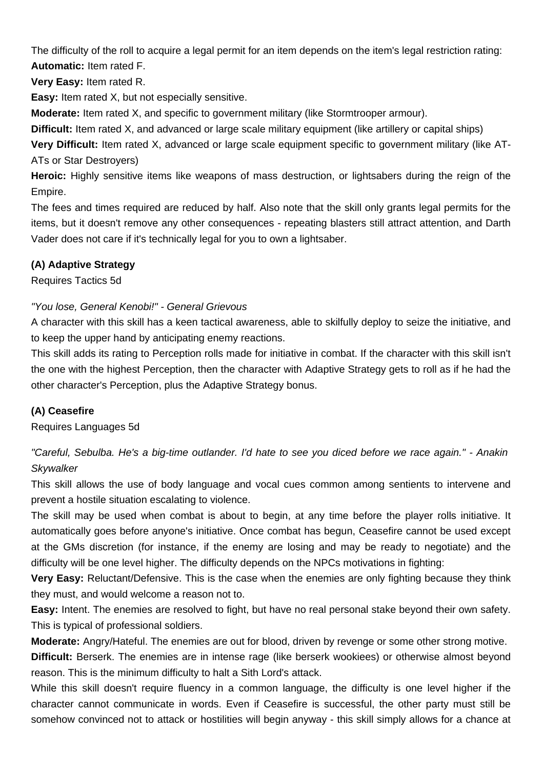The difficulty of the roll to acquire a legal permit for an item depends on the item's legal restriction rating:

**Automatic:** Item rated F.

**Very Easy:** Item rated R.

**Easy:** Item rated X, but not especially sensitive.

**Moderate:** Item rated X, and specific to government military (like Stormtrooper armour).

**Difficult:** Item rated X, and advanced or large scale military equipment (like artillery or capital ships)

**Very Difficult:** Item rated X, advanced or large scale equipment specific to government military (like AT-ATs or Star Destroyers)

**Heroic:** Highly sensitive items like weapons of mass destruction, or lightsabers during the reign of the Empire.

The fees and times required are reduced by half. Also note that the skill only grants legal permits for the items, but it doesn't remove any other consequences - repeating blasters still attract attention, and Darth Vader does not care if it's technically legal for you to own a lightsaber.

**(A) Adaptive Strategy**

Requires Tactics 5d

*"You lose, General Kenobi!" - General Grievous*

A character with this skill has a keen tactical awareness, able to skilfully deploy to seize the initiative, and to keep the upper hand by anticipating enemy reactions.

This skill adds its rating to Perception rolls made for initiative in combat. If the character with this skill isn't the one with the highest Perception, then the character with Adaptive Strategy gets to roll as if he had the other character's Perception, plus the Adaptive Strategy bonus.

**(A) Ceasefire**

Requires Languages 5d

*"Careful, Sebulba. He's a big-time outlander. I'd hate to see you diced before we race again." - Anakin Skywalker*

This skill allows the use of body language and vocal cues common among sentients to intervene and prevent a hostile situation escalating to violence.

The skill may be used when combat is about to begin, at any time before the player rolls initiative. It automatically goes before anyone's initiative. Once combat has begun, Ceasefire cannot be used except at the GMs discretion (for instance, if the enemy are losing and may be ready to negotiate) and the difficulty will be one level higher. The difficulty depends on the NPCs motivations in fighting:

**Very Easy:** Reluctant/Defensive. This is the case when the enemies are only fighting because they think they must, and would welcome a reason not to.

**Easy:** Intent. The enemies are resolved to fight, but have no real personal stake beyond their own safety. This is typical of professional soldiers.

**Moderate:** Angry/Hateful. The enemies are out for blood, driven by revenge or some other strong motive.

**Difficult:** Berserk. The enemies are in intense rage (like berserk wookiees) or otherwise almost beyond reason. This is the minimum difficulty to halt a Sith Lord's attack.

While this skill doesn't require fluency in a common language, the difficulty is one level higher if the character cannot communicate in words. Even if Ceasefire is successful, the other party must still be somehow convinced not to attack or hostilities will begin anyway - this skill simply allows for a chance at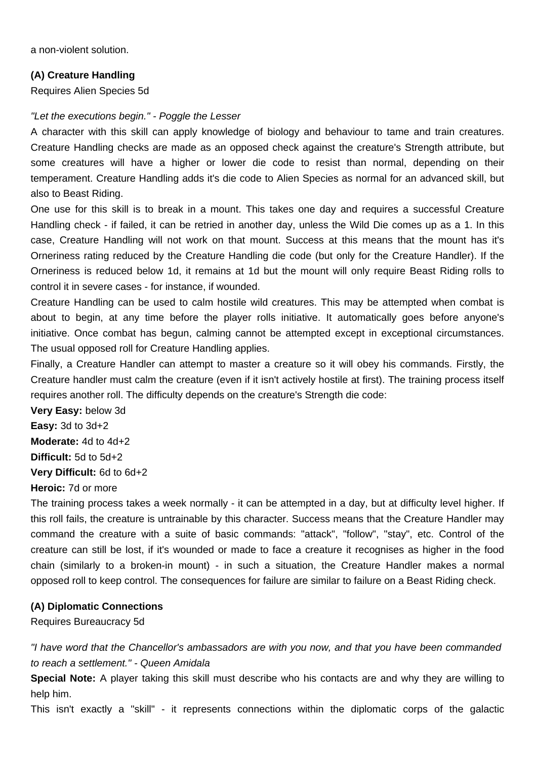a non-violent solution.

**(A) Creature Handling**
Requires Alien Species 5d

*"Let the executions begin." - Poggle the Lesser*

A character with this skill can apply knowledge of biology and behaviour to tame and train creatures. Creature Handling checks are made as an opposed check against the creature's Strength attribute, but some creatures will have a higher or lower die code to resist than normal, depending on their temperament. Creature Handling adds it's die code to Alien Species as normal for an advanced skill, but also to Beast Riding.

One use for this skill is to break in a mount. This takes one day and requires a successful Creature Handling check - if failed, it can be retried in another day, unless the Wild Die comes up as a 1. In this case, Creature Handling will not work on that mount. Success at this means that the mount has it's Orneriness rating reduced by the Creature Handling die code (but only for the Creature Handler). If the Orneriness is reduced below 1d, it remains at 1d but the mount will only require Beast Riding rolls to control it in severe cases - for instance, if wounded.

Creature Handling can be used to calm hostile wild creatures. This may be attempted when combat is about to begin, at any time before the player rolls initiative. It automatically goes before anyone's initiative. Once combat has begun, calming cannot be attempted except in exceptional circumstances. The usual opposed roll for Creature Handling applies.

Finally, a Creature Handler can attempt to master a creature so it will obey his commands. Firstly, the Creature handler must calm the creature (even if it isn't actively hostile at first). The training process itself requires another roll. The difficulty depends on the creature's Strength die code:

**Very Easy:** below 3d
**Easy:** 3d to 3d+2
**Moderate:** 4d to 4d+2
**Difficult:** 5d to 5d+2
**Very Difficult:** 6d to 6d+2
**Heroic:** 7d or more

The training process takes a week normally - it can be attempted in a day, but at difficulty level higher. If this roll fails, the creature is untrainable by this character. Success means that the Creature Handler may command the creature with a suite of basic commands: "attack", "follow", "stay", etc. Control of the creature can still be lost, if it's wounded or made to face a creature it recognises as higher in the food chain (similarly to a broken-in mount) - in such a situation, the Creature Handler makes a normal opposed roll to keep control. The consequences for failure are similar to failure on a Beast Riding check.

**(A) Diplomatic Connections**
Requires Bureaucracy 5d

*"I have word that the Chancellor's ambassadors are with you now, and that you have been commanded to reach a settlement." - Queen Amidala*

**Special Note:** A player taking this skill must describe who his contacts are and why they are willing to help him.

This isn't exactly a "skill" - it represents connections within the diplomatic corps of the galactic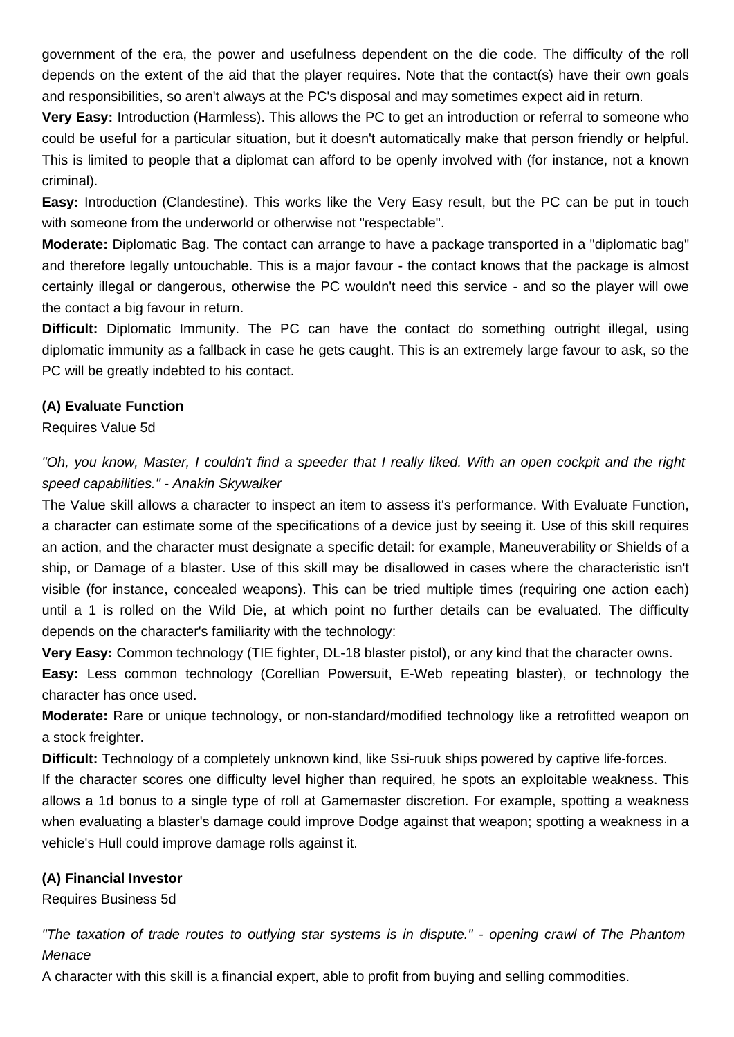government of the era, the power and usefulness dependent on the die code. The difficulty of the roll depends on the extent of the aid that the player requires. Note that the contact(s) have their own goals and responsibilities, so aren't always at the PC's disposal and may sometimes expect aid in return.

**Very Easy:** Introduction (Harmless). This allows the PC to get an introduction or referral to someone who could be useful for a particular situation, but it doesn't automatically make that person friendly or helpful. This is limited to people that a diplomat can afford to be openly involved with (for instance, not a known criminal).

**Easy:** Introduction (Clandestine). This works like the Very Easy result, but the PC can be put in touch with someone from the underworld or otherwise not "respectable".

**Moderate:** Diplomatic Bag. The contact can arrange to have a package transported in a "diplomatic bag" and therefore legally untouchable. This is a major favour - the contact knows that the package is almost certainly illegal or dangerous, otherwise the PC wouldn't need this service - and so the player will owe the contact a big favour in return.

**Difficult:** Diplomatic Immunity. The PC can have the contact do something outright illegal, using diplomatic immunity as a fallback in case he gets caught. This is an extremely large favour to ask, so the PC will be greatly indebted to his contact.

**(A) Evaluate Function**

Requires Value 5d

*"Oh, you know, Master, I couldn't find a speeder that I really liked. With an open cockpit and the right speed capabilities." - Anakin Skywalker*

The Value skill allows a character to inspect an item to assess it's performance. With Evaluate Function, a character can estimate some of the specifications of a device just by seeing it. Use of this skill requires an action, and the character must designate a specific detail: for example, Maneuverability or Shields of a ship, or Damage of a blaster. Use of this skill may be disallowed in cases where the characteristic isn't visible (for instance, concealed weapons). This can be tried multiple times (requiring one action each) until a 1 is rolled on the Wild Die, at which point no further details can be evaluated. The difficulty depends on the character's familiarity with the technology:

**Very Easy:** Common technology (TIE fighter, DL-18 blaster pistol), or any kind that the character owns.

**Easy:** Less common technology (Corellian Powersuit, E-Web repeating blaster), or technology the character has once used.

**Moderate:** Rare or unique technology, or non-standard/modified technology like a retrofitted weapon on a stock freighter.

**Difficult:** Technology of a completely unknown kind, like Ssi-ruuk ships powered by captive life-forces.

If the character scores one difficulty level higher than required, he spots an exploitable weakness. This allows a 1d bonus to a single type of roll at Gamemaster discretion. For example, spotting a weakness when evaluating a blaster's damage could improve Dodge against that weapon; spotting a weakness in a vehicle's Hull could improve damage rolls against it.

**(A) Financial Investor**

Requires Business 5d

*"The taxation of trade routes to outlying star systems is in dispute." - opening crawl of The Phantom Menace*

A character with this skill is a financial expert, able to profit from buying and selling commodities.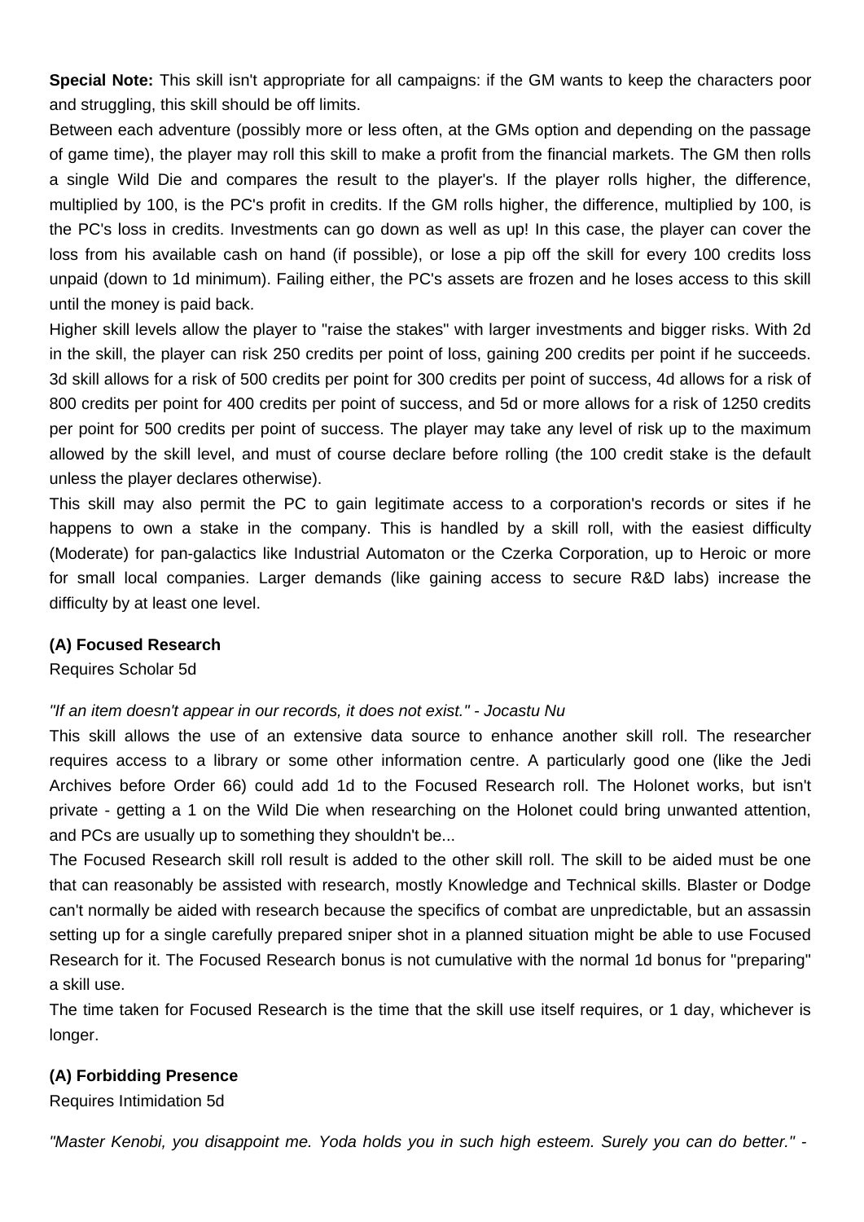**Special Note:** This skill isn't appropriate for all campaigns: if the GM wants to keep the characters poor and struggling, this skill should be off limits.

Between each adventure (possibly more or less often, at the GMs option and depending on the passage of game time), the player may roll this skill to make a profit from the financial markets. The GM then rolls a single Wild Die and compares the result to the player's. If the player rolls higher, the difference, multiplied by 100, is the PC's profit in credits. If the GM rolls higher, the difference, multiplied by 100, is the PC's loss in credits. Investments can go down as well as up! In this case, the player can cover the loss from his available cash on hand (if possible), or lose a pip off the skill for every 100 credits loss unpaid (down to 1d minimum). Failing either, the PC's assets are frozen and he loses access to this skill until the money is paid back.

Higher skill levels allow the player to "raise the stakes" with larger investments and bigger risks. With 2d in the skill, the player can risk 250 credits per point of loss, gaining 200 credits per point if he succeeds. 3d skill allows for a risk of 500 credits per point for 300 credits per point of success, 4d allows for a risk of 800 credits per point for 400 credits per point of success, and 5d or more allows for a risk of 1250 credits per point for 500 credits per point of success. The player may take any level of risk up to the maximum allowed by the skill level, and must of course declare before rolling (the 100 credit stake is the default unless the player declares otherwise).

This skill may also permit the PC to gain legitimate access to a corporation's records or sites if he happens to own a stake in the company. This is handled by a skill roll, with the easiest difficulty (Moderate) for pan-galactics like Industrial Automaton or the Czerka Corporation, up to Heroic or more for small local companies. Larger demands (like gaining access to secure R&D labs) increase the difficulty by at least one level.

**(A) Focused Research**

Requires Scholar 5d

*"If an item doesn't appear in our records, it does not exist." - Jocastu Nu*

This skill allows the use of an extensive data source to enhance another skill roll. The researcher requires access to a library or some other information centre. A particularly good one (like the Jedi Archives before Order 66) could add 1d to the Focused Research roll. The Holonet works, but isn't private - getting a 1 on the Wild Die when researching on the Holonet could bring unwanted attention, and PCs are usually up to something they shouldn't be...

The Focused Research skill roll result is added to the other skill roll. The skill to be aided must be one that can reasonably be assisted with research, mostly Knowledge and Technical skills. Blaster or Dodge can't normally be aided with research because the specifics of combat are unpredictable, but an assassin setting up for a single carefully prepared sniper shot in a planned situation might be able to use Focused Research for it. The Focused Research bonus is not cumulative with the normal 1d bonus for "preparing" a skill use.

The time taken for Focused Research is the time that the skill use itself requires, or 1 day, whichever is longer.

**(A) Forbidding Presence**

Requires Intimidation 5d

*"Master Kenobi, you disappoint me. Yoda holds you in such high esteem. Surely you can do better." -*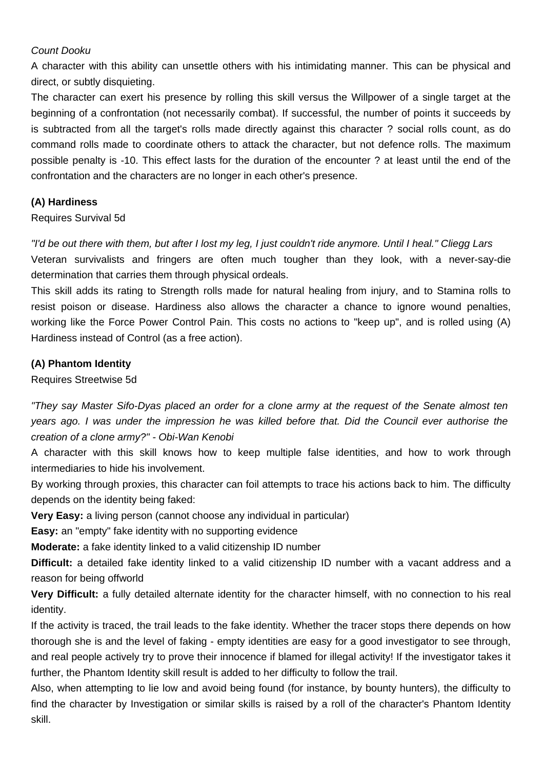*Count Dooku*

A character with this ability can unsettle others with his intimidating manner. This can be physical and direct, or subtly disquieting.

The character can exert his presence by rolling this skill versus the Willpower of a single target at the beginning of a confrontation (not necessarily combat). If successful, the number of points it succeeds by is subtracted from all the target's rolls made directly against this character ? social rolls count, as do command rolls made to coordinate others to attack the character, but not defence rolls. The maximum possible penalty is -10. This effect lasts for the duration of the encounter ? at least until the end of the confrontation and the characters are no longer in each other's presence.

### (A) Hardiness

Requires Survival 5d

*"I'd be out there with them, but after I lost my leg, I just couldn't ride anymore. Until I heal." Cliegg Lars*

Veteran survivalists and fringers are often much tougher than they look, with a never-say-die determination that carries them through physical ordeals.

This skill adds its rating to Strength rolls made for natural healing from injury, and to Stamina rolls to resist poison or disease. Hardiness also allows the character a chance to ignore wound penalties, working like the Force Power Control Pain. This costs no actions to "keep up", and is rolled using (A) Hardiness instead of Control (as a free action).

### (A) Phantom Identity

Requires Streetwise 5d

*"They say Master Sifo-Dyas placed an order for a clone army at the request of the Senate almost ten years ago. I was under the impression he was killed before that. Did the Council ever authorise the creation of a clone army?" - Obi-Wan Kenobi*

A character with this skill knows how to keep multiple false identities, and how to work through intermediaries to hide his involvement.

By working through proxies, this character can foil attempts to trace his actions back to him. The difficulty depends on the identity being faked:

**Very Easy:** a living person (cannot choose any individual in particular)

**Easy:** an "empty" fake identity with no supporting evidence

**Moderate:** a fake identity linked to a valid citizenship ID number

**Difficult:** a detailed fake identity linked to a valid citizenship ID number with a vacant address and a reason for being offworld

**Very Difficult:** a fully detailed alternate identity for the character himself, with no connection to his real identity.

If the activity is traced, the trail leads to the fake identity. Whether the tracer stops there depends on how thorough she is and the level of faking - empty identities are easy for a good investigator to see through, and real people actively try to prove their innocence if blamed for illegal activity! If the investigator takes it further, the Phantom Identity skill result is added to her difficulty to follow the trail.

Also, when attempting to lie low and avoid being found (for instance, by bounty hunters), the difficulty to find the character by Investigation or similar skills is raised by a roll of the character's Phantom Identity skill.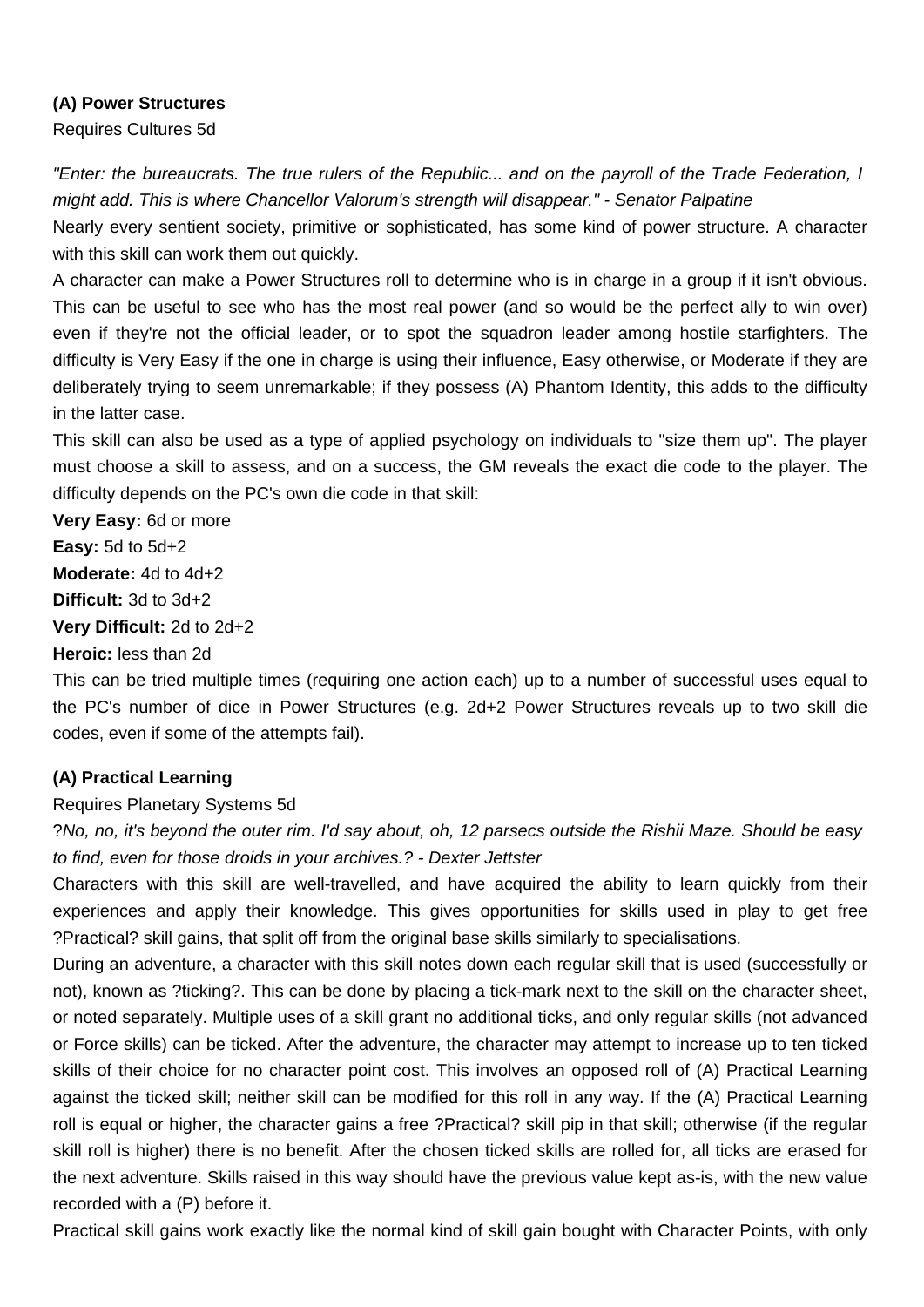**(A) Power Structures**

Requires Cultures 5d

*"Enter: the bureaucrats. The true rulers of the Republic... and on the payroll of the Trade Federation, I might add. This is where Chancellor Valorum's strength will disappear." - Senator Palpatine*

Nearly every sentient society, primitive or sophisticated, has some kind of power structure. A character with this skill can work them out quickly.

A character can make a Power Structures roll to determine who is in charge in a group if it isn't obvious. This can be useful to see who has the most real power (and so would be the perfect ally to win over) even if they're not the official leader, or to spot the squadron leader among hostile starfighters. The difficulty is Very Easy if the one in charge is using their influence, Easy otherwise, or Moderate if they are deliberately trying to seem unremarkable; if they possess (A) Phantom Identity, this adds to the difficulty in the latter case.

This skill can also be used as a type of applied psychology on individuals to "size them up". The player must choose a skill to assess, and on a success, the GM reveals the exact die code to the player. The difficulty depends on the PC's own die code in that skill:

**Very Easy:** 6d or more

**Easy:** 5d to 5d+2

**Moderate:** 4d to 4d+2

**Difficult:** 3d to 3d+2

**Very Difficult:** 2d to 2d+2

**Heroic:** less than 2d

This can be tried multiple times (requiring one action each) up to a number of successful uses equal to the PC's number of dice in Power Structures (e.g. 2d+2 Power Structures reveals up to two skill die codes, even if some of the attempts fail).

**(A) Practical Learning**

Requires Planetary Systems 5d

?*No, no, it's beyond the outer rim. I'd say about, oh, 12 parsecs outside the Rishii Maze. Should be easy to find, even for those droids in your archives.? - Dexter Jettster*

Characters with this skill are well-travelled, and have acquired the ability to learn quickly from their experiences and apply their knowledge. This gives opportunities for skills used in play to get free ?Practical? skill gains, that split off from the original base skills similarly to specialisations.

During an adventure, a character with this skill notes down each regular skill that is used (successfully or not), known as ?ticking?. This can be done by placing a tick-mark next to the skill on the character sheet, or noted separately. Multiple uses of a skill grant no additional ticks, and only regular skills (not advanced or Force skills) can be ticked. After the adventure, the character may attempt to increase up to ten ticked skills of their choice for no character point cost. This involves an opposed roll of (A) Practical Learning against the ticked skill; neither skill can be modified for this roll in any way. If the (A) Practical Learning roll is equal or higher, the character gains a free ?Practical? skill pip in that skill; otherwise (if the regular skill roll is higher) there is no benefit. After the chosen ticked skills are rolled for, all ticks are erased for the next adventure. Skills raised in this way should have the previous value kept as-is, with the new value recorded with a (P) before it.

Practical skill gains work exactly like the normal kind of skill gain bought with Character Points, with only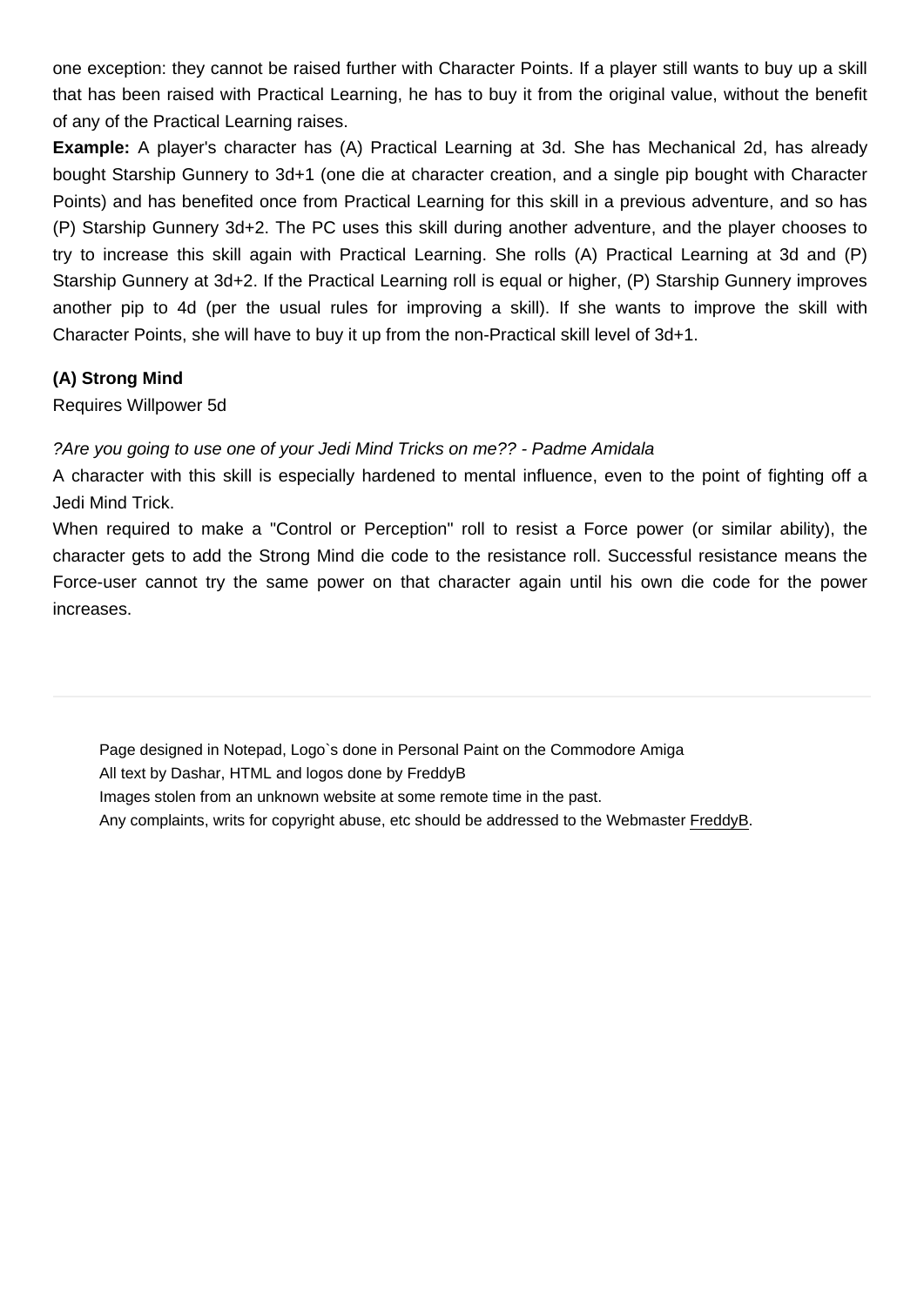one exception: they cannot be raised further with Character Points. If a player still wants to buy up a skill that has been raised with Practical Learning, he has to buy it from the original value, without the benefit of any of the Practical Learning raises.

**Example:** A player's character has (A) Practical Learning at 3d. She has Mechanical 2d, has already bought Starship Gunnery to 3d+1 (one die at character creation, and a single pip bought with Character Points) and has benefited once from Practical Learning for this skill in a previous adventure, and so has (P) Starship Gunnery 3d+2. The PC uses this skill during another adventure, and the player chooses to try to increase this skill again with Practical Learning. She rolls (A) Practical Learning at 3d and (P) Starship Gunnery at 3d+2. If the Practical Learning roll is equal or higher, (P) Starship Gunnery improves another pip to 4d (per the usual rules for improving a skill). If she wants to improve the skill with Character Points, she will have to buy it up from the non-Practical skill level of 3d+1.

**(A) Strong Mind**

Requires Willpower 5d

*?Are you going to use one of your Jedi Mind Tricks on me?? - Padme Amidala*

A character with this skill is especially hardened to mental influence, even to the point of fighting off a Jedi Mind Trick.

When required to make a "Control or Perception" roll to resist a Force power (or similar ability), the character gets to add the Strong Mind die code to the resistance roll. Successful resistance means the Force-user cannot try the same power on that character again until his own die code for the power increases.

---

Page designed in Notepad, Logo`s done in Personal Paint on the Commodore Amiga

All text by Dashar, HTML and logos done by FreddyB

Images stolen from an unknown website at some remote time in the past.

Any complaints, writs for copyright abuse, etc should be addressed to the Webmaster FreddyB.